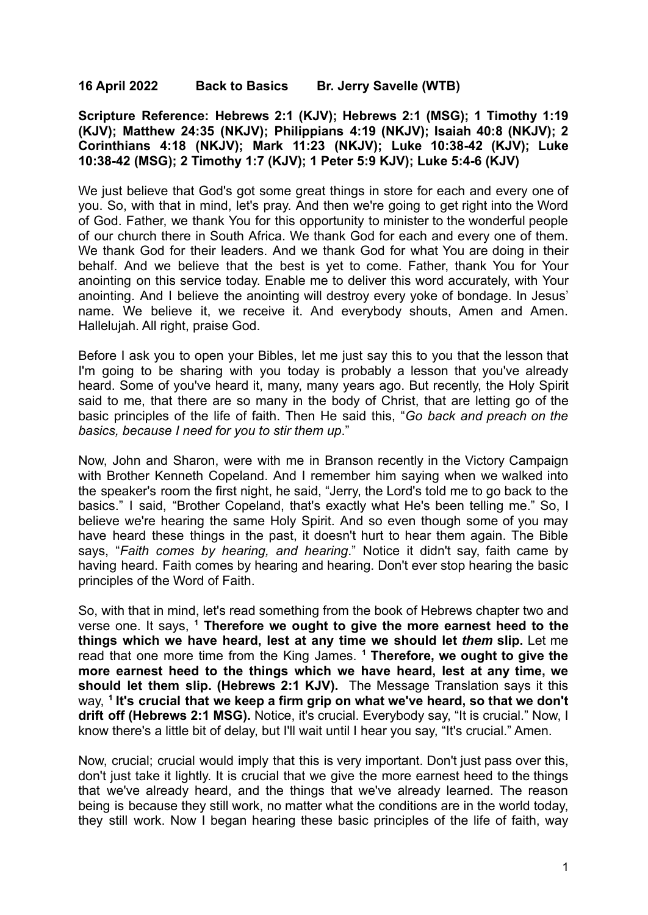**16 April 2022 Back to Basics Br. Jerry Savelle (WTB)**

**Scripture Reference: Hebrews 2:1 (KJV); Hebrews 2:1 (MSG); 1 Timothy 1:19 (KJV); Matthew 24:35 (NKJV); Philippians 4:19 (NKJV); Isaiah 40:8 (NKJV); 2 Corinthians 4:18 (NKJV); Mark 11:23 (NKJV); Luke 10:38-42 (KJV); Luke 10:38-42 (MSG); 2 Timothy 1:7 (KJV); 1 Peter 5:9 KJV); Luke 5:4-6 (KJV)**

We just believe that God's got some great things in store for each and every one of you. So, with that in mind, let's pray. And then we're going to get right into the Word of God. Father, we thank You for this opportunity to minister to the wonderful people of our church there in South Africa. We thank God for each and every one of them. We thank God for their leaders. And we thank God for what You are doing in their behalf. And we believe that the best is yet to come. Father, thank You for Your anointing on this service today. Enable me to deliver this word accurately, with Your anointing. And I believe the anointing will destroy every yoke of bondage. In Jesus' name. We believe it, we receive it. And everybody shouts, Amen and Amen. Hallelujah. All right, praise God.

Before I ask you to open your Bibles, let me just say this to you that the lesson that I'm going to be sharing with you today is probably a lesson that you've already heard. Some of you've heard it, many, many years ago. But recently, the Holy Spirit said to me, that there are so many in the body of Christ, that are letting go of the basic principles of the life of faith. Then He said this, "*Go back and preach on the basics, because I need for you to stir them up*."

Now, John and Sharon, were with me in Branson recently in the Victory Campaign with Brother Kenneth Copeland. And I remember him saying when we walked into the speaker's room the first night, he said, "Jerry, the Lord's told me to go back to the basics." I said, "Brother Copeland, that's exactly what He's been telling me." So, I believe we're hearing the same Holy Spirit. And so even though some of you may have heard these things in the past, it doesn't hurt to hear them again. The Bible says, "*Faith comes by hearing, and hearing*." Notice it didn't say, faith came by having heard. Faith comes by hearing and hearing. Don't ever stop hearing the basic principles of the Word of Faith.

So, with that in mind, let's read something from the book of Hebrews chapter two and verse one. It says, [1] **Therefore we ought to give the more earnest heed to the things which we have heard, lest at any time we should let *them* slip.** Let me read that one more time from the King James. [1] **Therefore, we ought to give the more earnest heed to the things which we have heard, lest at any time, we should let them slip. (Hebrews 2:1 KJV).** The Message Translation says it this way, [1] **It's crucial that we keep a firm grip on what we've heard, so that we don't drift off (Hebrews 2:1 MSG).** Notice, it's crucial. Everybody say, "It is crucial." Now, I know there's a little bit of delay, but I'll wait until I hear you say, "It's crucial." Amen.

Now, crucial; crucial would imply that this is very important. Don't just pass over this, don't just take it lightly. It is crucial that we give the more earnest heed to the things that we've already heard, and the things that we've already learned. The reason being is because they still work, no matter what the conditions are in the world today, they still work. Now I began hearing these basic principles of the life of faith, way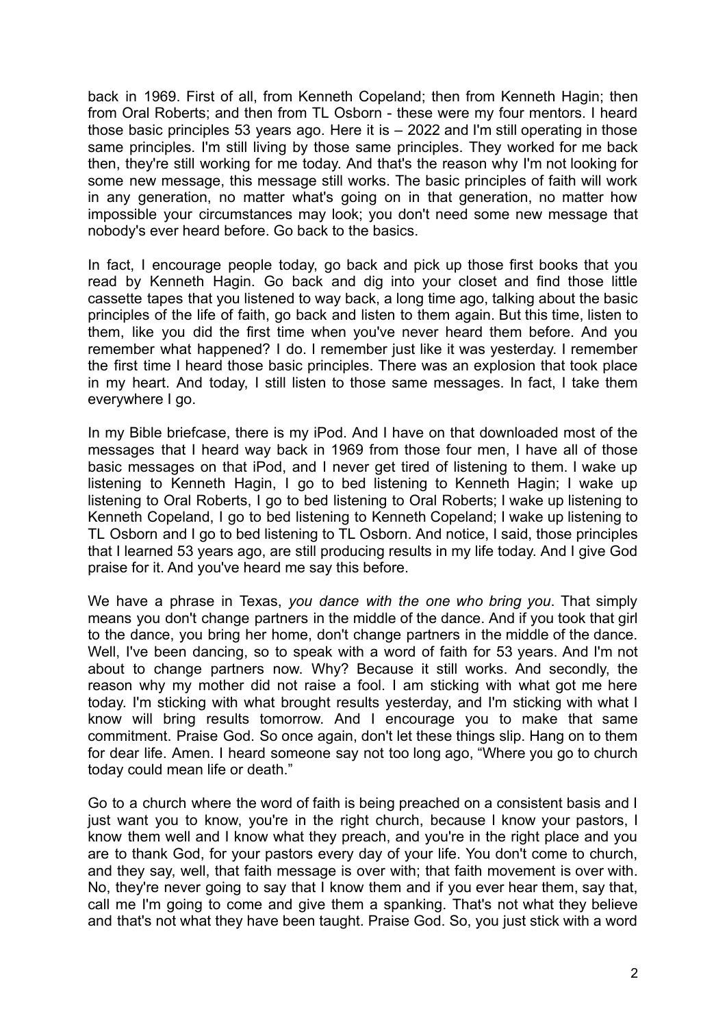back in 1969. First of all, from Kenneth Copeland; then from Kenneth Hagin; then from Oral Roberts; and then from TL Osborn - these were my four mentors. I heard those basic principles 53 years ago. Here it is – 2022 and I'm still operating in those same principles. I'm still living by those same principles. They worked for me back then, they're still working for me today. And that's the reason why I'm not looking for some new message, this message still works. The basic principles of faith will work in any generation, no matter what's going on in that generation, no matter how impossible your circumstances may look; you don't need some new message that nobody's ever heard before. Go back to the basics.

In fact, I encourage people today, go back and pick up those first books that you read by Kenneth Hagin. Go back and dig into your closet and find those little cassette tapes that you listened to way back, a long time ago, talking about the basic principles of the life of faith, go back and listen to them again. But this time, listen to them, like you did the first time when you've never heard them before. And you remember what happened? I do. I remember just like it was yesterday. I remember the first time I heard those basic principles. There was an explosion that took place in my heart. And today, I still listen to those same messages. In fact, I take them everywhere I go.

In my Bible briefcase, there is my iPod. And I have on that downloaded most of the messages that I heard way back in 1969 from those four men, I have all of those basic messages on that iPod, and I never get tired of listening to them. I wake up listening to Kenneth Hagin, I go to bed listening to Kenneth Hagin; I wake up listening to Oral Roberts, I go to bed listening to Oral Roberts; I wake up listening to Kenneth Copeland, I go to bed listening to Kenneth Copeland; I wake up listening to TL Osborn and I go to bed listening to TL Osborn. And notice, I said, those principles that I learned 53 years ago, are still producing results in my life today. And I give God praise for it. And you've heard me say this before.

We have a phrase in Texas, *you dance with the one who bring you*. That simply means you don't change partners in the middle of the dance. And if you took that girl to the dance, you bring her home, don't change partners in the middle of the dance. Well, I've been dancing, so to speak with a word of faith for 53 years. And I'm not about to change partners now. Why? Because it still works. And secondly, the reason why my mother did not raise a fool. I am sticking with what got me here today. I'm sticking with what brought results yesterday, and I'm sticking with what I know will bring results tomorrow. And I encourage you to make that same commitment. Praise God. So once again, don't let these things slip. Hang on to them for dear life. Amen. I heard someone say not too long ago, "Where you go to church today could mean life or death."

Go to a church where the word of faith is being preached on a consistent basis and I just want you to know, you're in the right church, because I know your pastors, I know them well and I know what they preach, and you're in the right place and you are to thank God, for your pastors every day of your life. You don't come to church, and they say, well, that faith message is over with; that faith movement is over with. No, they're never going to say that I know them and if you ever hear them, say that, call me I'm going to come and give them a spanking. That's not what they believe and that's not what they have been taught. Praise God. So, you just stick with a word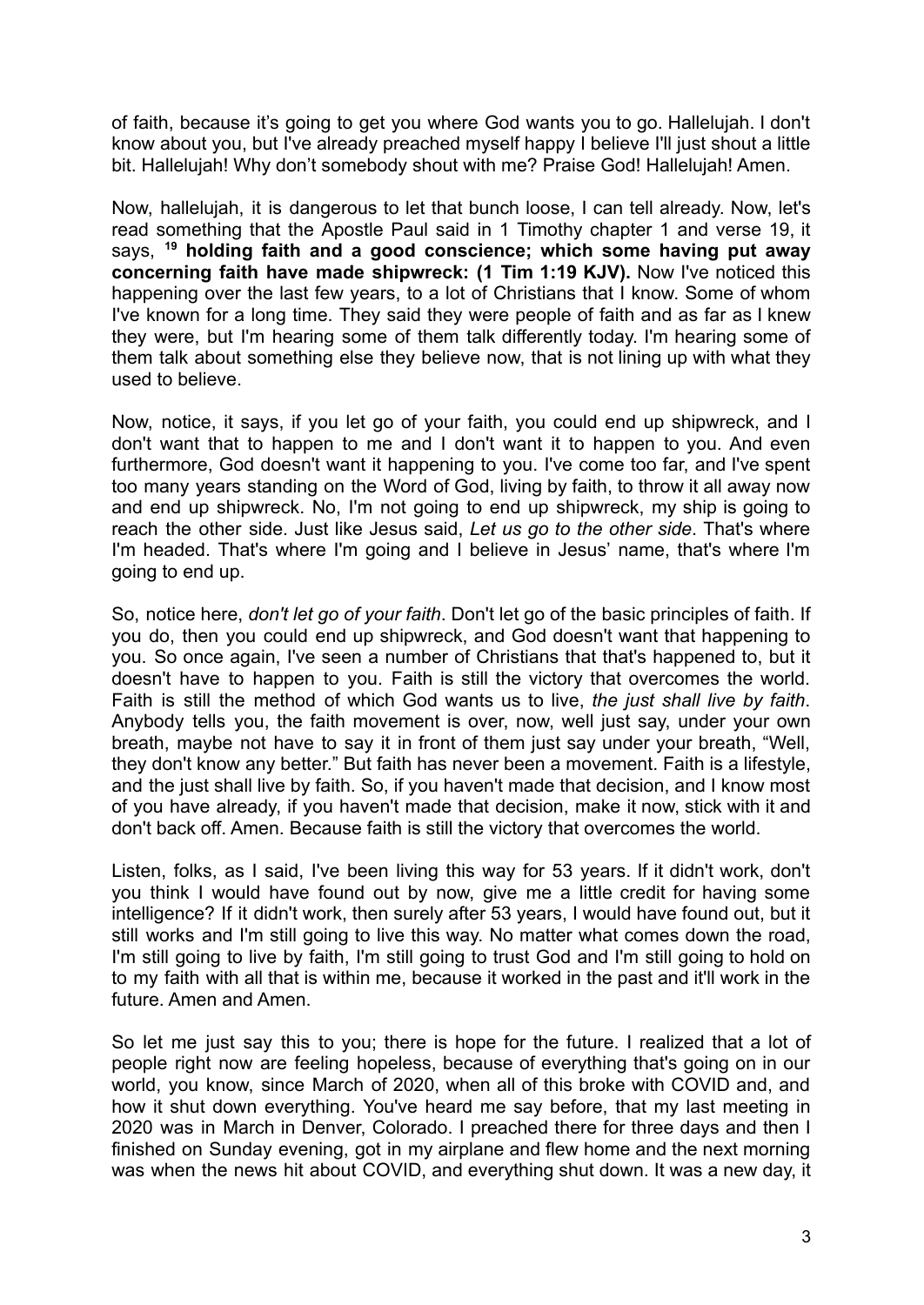of faith, because it's going to get you where God wants you to go. Hallelujah. I don't know about you, but I've already preached myself happy I believe I'll just shout a little bit. Hallelujah! Why don't somebody shout with me? Praise God! Hallelujah! Amen.

Now, hallelujah, it is dangerous to let that bunch loose, I can tell already. Now, let's read something that the Apostle Paul said in 1 Timothy chapter 1 and verse 19, it says, **19 holding faith and a good conscience; which some having put away concerning faith have made shipwreck: (1 Tim 1:19 KJV).** Now I've noticed this happening over the last few years, to a lot of Christians that I know. Some of whom I've known for a long time. They said they were people of faith and as far as I knew they were, but I'm hearing some of them talk differently today. I'm hearing some of them talk about something else they believe now, that is not lining up with what they used to believe.

Now, notice, it says, if you let go of your faith, you could end up shipwreck, and I don't want that to happen to me and I don't want it to happen to you. And even furthermore, God doesn't want it happening to you. I've come too far, and I've spent too many years standing on the Word of God, living by faith, to throw it all away now and end up shipwreck. No, I'm not going to end up shipwreck, my ship is going to reach the other side. Just like Jesus said, *Let us go to the other side*. That's where I'm headed. That's where I'm going and I believe in Jesus' name, that's where I'm going to end up.

So, notice here, *don't let go of your faith*. Don't let go of the basic principles of faith. If you do, then you could end up shipwreck, and God doesn't want that happening to you. So once again, I've seen a number of Christians that that's happened to, but it doesn't have to happen to you. Faith is still the victory that overcomes the world. Faith is still the method of which God wants us to live, *the just shall live by faith*. Anybody tells you, the faith movement is over, now, well just say, under your own breath, maybe not have to say it in front of them just say under your breath, "Well, they don't know any better." But faith has never been a movement. Faith is a lifestyle, and the just shall live by faith. So, if you haven't made that decision, and I know most of you have already, if you haven't made that decision, make it now, stick with it and don't back off. Amen. Because faith is still the victory that overcomes the world.

Listen, folks, as I said, I've been living this way for 53 years. If it didn't work, don't you think I would have found out by now, give me a little credit for having some intelligence? If it didn't work, then surely after 53 years, I would have found out, but it still works and I'm still going to live this way. No matter what comes down the road, I'm still going to live by faith, I'm still going to trust God and I'm still going to hold on to my faith with all that is within me, because it worked in the past and it'll work in the future. Amen and Amen.

So let me just say this to you; there is hope for the future. I realized that a lot of people right now are feeling hopeless, because of everything that's going on in our world, you know, since March of 2020, when all of this broke with COVID and, and how it shut down everything. You've heard me say before, that my last meeting in 2020 was in March in Denver, Colorado. I preached there for three days and then I finished on Sunday evening, got in my airplane and flew home and the next morning was when the news hit about COVID, and everything shut down. It was a new day, it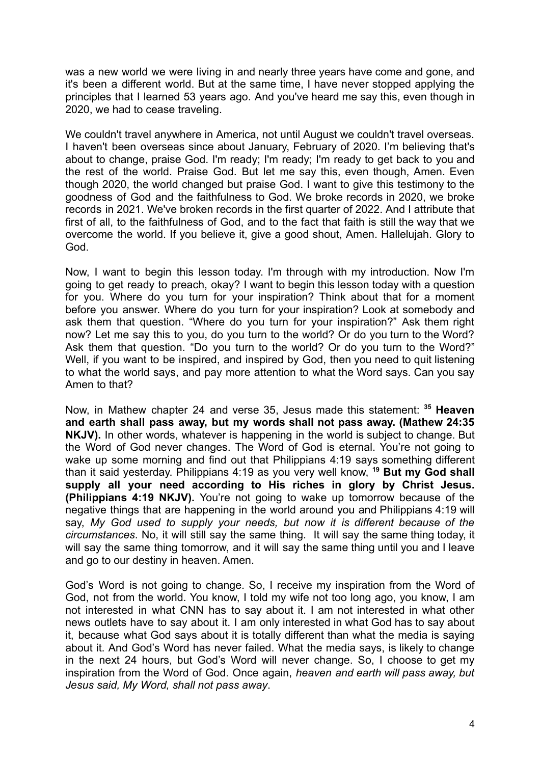was a new world we were living in and nearly three years have come and gone, and it's been a different world. But at the same time, I have never stopped applying the principles that I learned 53 years ago. And you've heard me say this, even though in 2020, we had to cease traveling.

We couldn't travel anywhere in America, not until August we couldn't travel overseas. I haven't been overseas since about January, February of 2020. I'm believing that's about to change, praise God. I'm ready; I'm ready; I'm ready to get back to you and the rest of the world. Praise God. But let me say this, even though, Amen. Even though 2020, the world changed but praise God. I want to give this testimony to the goodness of God and the faithfulness to God. We broke records in 2020, we broke records in 2021. We've broken records in the first quarter of 2022. And I attribute that first of all, to the faithfulness of God, and to the fact that faith is still the way that we overcome the world. If you believe it, give a good shout, Amen. Hallelujah. Glory to God.

Now, I want to begin this lesson today. I'm through with my introduction. Now I'm going to get ready to preach, okay? I want to begin this lesson today with a question for you. Where do you turn for your inspiration? Think about that for a moment before you answer. Where do you turn for your inspiration? Look at somebody and ask them that question. "Where do you turn for your inspiration?" Ask them right now? Let me say this to you, do you turn to the world? Or do you turn to the Word? Ask them that question. "Do you turn to the world? Or do you turn to the Word?" Well, if you want to be inspired, and inspired by God, then you need to quit listening to what the world says, and pay more attention to what the Word says. Can you say Amen to that?

Now, in Mathew chapter 24 and verse 35, Jesus made this statement: **[35] Heaven and earth shall pass away, but my words shall not pass away. (Mathew 24:35 NKJV).** In other words, whatever is happening in the world is subject to change. But the Word of God never changes. The Word of God is eternal. You're not going to wake up some morning and find out that Philippians 4:19 says something different than it said yesterday. Philippians 4:19 as you very well know, **[19] But my God shall supply all your need according to His riches in glory by Christ Jesus. (Philippians 4:19 NKJV).** You're not going to wake up tomorrow because of the negative things that are happening in the world around you and Philippians 4:19 will say, *My God used to supply your needs, but now it is different because of the circumstances*. No, it will still say the same thing. It will say the same thing today, it will say the same thing tomorrow, and it will say the same thing until you and I leave and go to our destiny in heaven. Amen.

God's Word is not going to change. So, I receive my inspiration from the Word of God, not from the world. You know, I told my wife not too long ago, you know, I am not interested in what CNN has to say about it. I am not interested in what other news outlets have to say about it. I am only interested in what God has to say about it, because what God says about it is totally different than what the media is saying about it. And God's Word has never failed. What the media says, is likely to change in the next 24 hours, but God's Word will never change. So, I choose to get my inspiration from the Word of God. Once again, *heaven and earth will pass away, but Jesus said, My Word, shall not pass away*.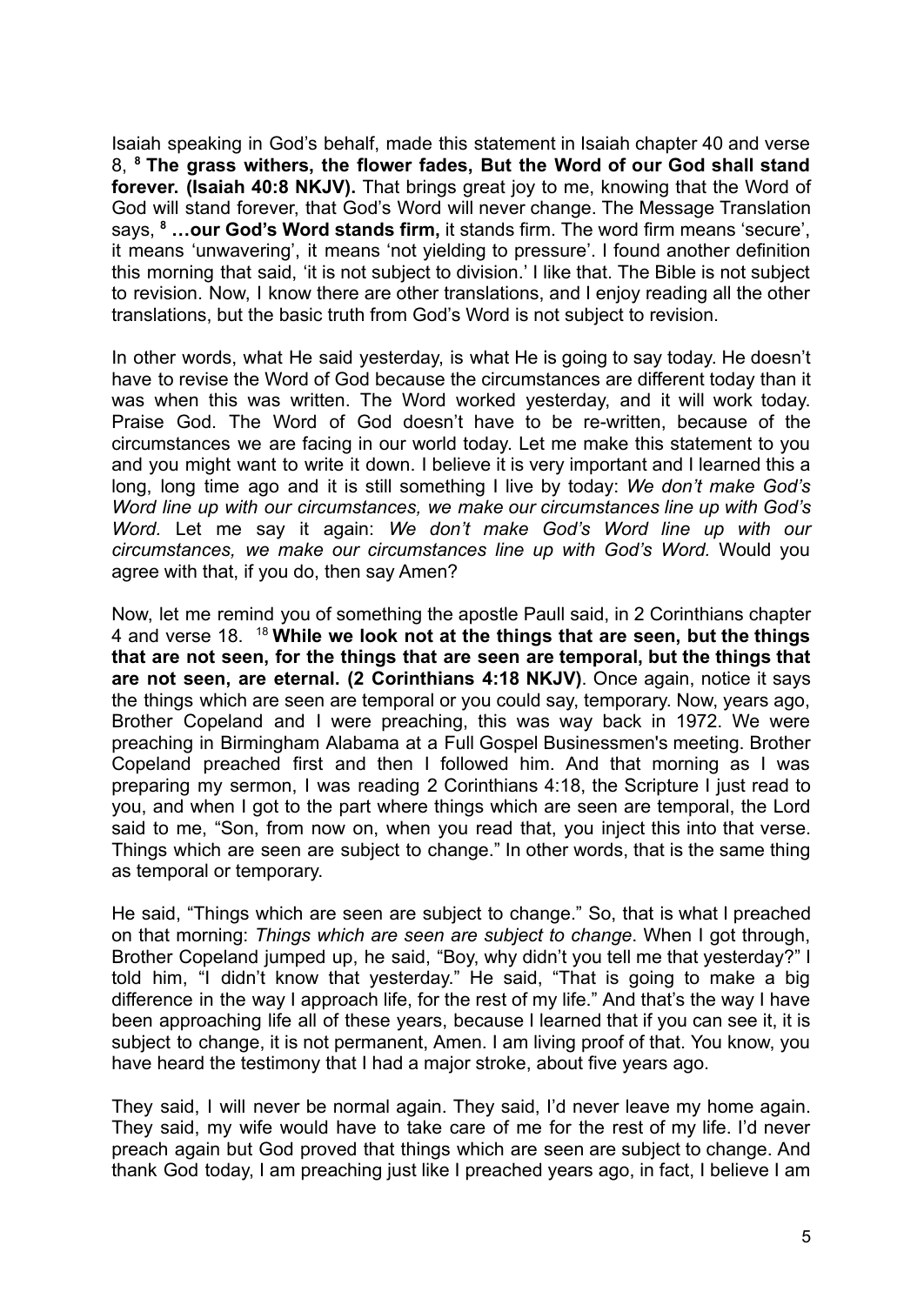Isaiah speaking in God's behalf, made this statement in Isaiah chapter 40 and verse 8, [8] **The grass withers, the flower fades, But the Word of our God shall stand forever. (Isaiah 40:8 NKJV).** That brings great joy to me, knowing that the Word of God will stand forever, that God's Word will never change. The Message Translation says, [8] **…our God's Word stands firm,** it stands firm. The word firm means 'secure', it means 'unwavering', it means 'not yielding to pressure'. I found another definition this morning that said, 'it is not subject to division.' I like that. The Bible is not subject to revision. Now, I know there are other translations, and I enjoy reading all the other translations, but the basic truth from God's Word is not subject to revision.

In other words, what He said yesterday, is what He is going to say today. He doesn't have to revise the Word of God because the circumstances are different today than it was when this was written. The Word worked yesterday, and it will work today. Praise God. The Word of God doesn't have to be re-written, because of the circumstances we are facing in our world today. Let me make this statement to you and you might want to write it down. I believe it is very important and I learned this a long, long time ago and it is still something I live by today: *We don't make God's Word line up with our circumstances, we make our circumstances line up with God's Word.* Let me say it again: *We don't make God's Word line up with our circumstances, we make our circumstances line up with God's Word.* Would you agree with that, if you do, then say Amen?

Now, let me remind you of something the apostle Paull said, in 2 Corinthians chapter 4 and verse 18. [18] **While we look not at the things that are seen, but the things that are not seen, for the things that are seen are temporal, but the things that are not seen, are eternal. (2 Corinthians 4:18 NKJV)**. Once again, notice it says the things which are seen are temporal or you could say, temporary. Now, years ago, Brother Copeland and I were preaching, this was way back in 1972. We were preaching in Birmingham Alabama at a Full Gospel Businessmen's meeting. Brother Copeland preached first and then I followed him. And that morning as I was preparing my sermon, I was reading 2 Corinthians 4:18, the Scripture I just read to you, and when I got to the part where things which are seen are temporal, the Lord said to me, "Son, from now on, when you read that, you inject this into that verse. Things which are seen are subject to change." In other words, that is the same thing as temporal or temporary.

He said, "Things which are seen are subject to change." So, that is what I preached on that morning: *Things which are seen are subject to change*. When I got through, Brother Copeland jumped up, he said, "Boy, why didn't you tell me that yesterday?" I told him, "I didn't know that yesterday." He said, "That is going to make a big difference in the way I approach life, for the rest of my life." And that's the way I have been approaching life all of these years, because I learned that if you can see it, it is subject to change, it is not permanent, Amen. I am living proof of that. You know, you have heard the testimony that I had a major stroke, about five years ago.

They said, I will never be normal again. They said, I'd never leave my home again. They said, my wife would have to take care of me for the rest of my life. I'd never preach again but God proved that things which are seen are subject to change. And thank God today, I am preaching just like I preached years ago, in fact, I believe I am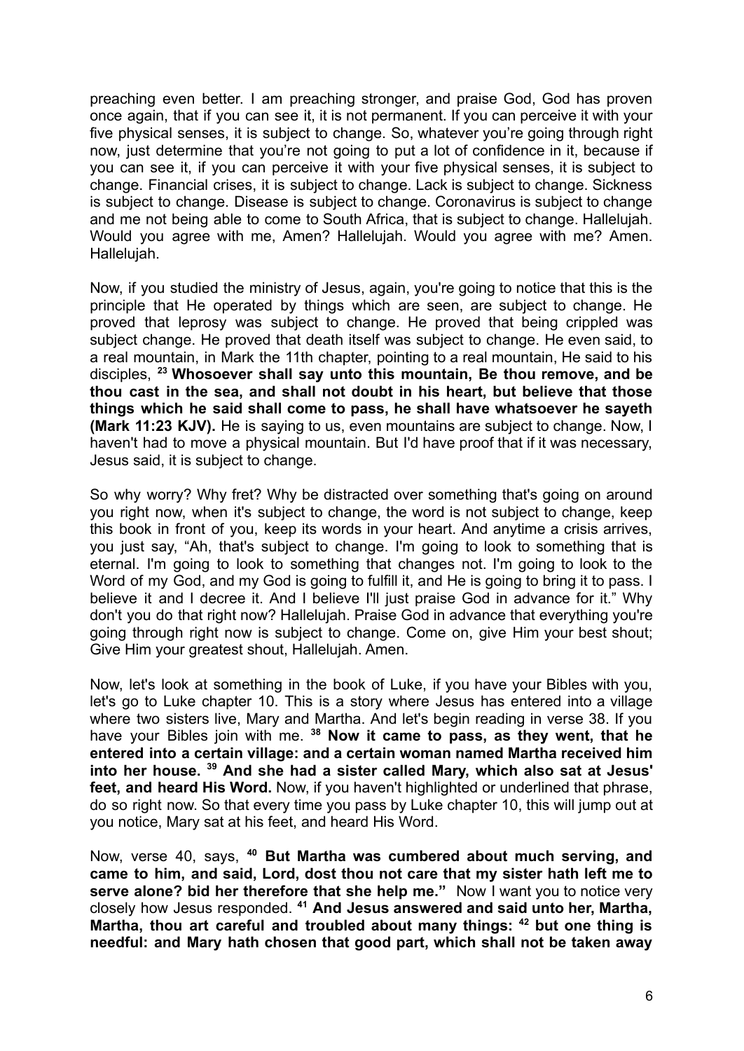preaching even better. I am preaching stronger, and praise God, God has proven once again, that if you can see it, it is not permanent. If you can perceive it with your five physical senses, it is subject to change. So, whatever you're going through right now, just determine that you're not going to put a lot of confidence in it, because if you can see it, if you can perceive it with your five physical senses, it is subject to change. Financial crises, it is subject to change. Lack is subject to change. Sickness is subject to change. Disease is subject to change. Coronavirus is subject to change and me not being able to come to South Africa, that is subject to change. Hallelujah. Would you agree with me, Amen? Hallelujah. Would you agree with me? Amen. Hallelujah.

Now, if you studied the ministry of Jesus, again, you're going to notice that this is the principle that He operated by things which are seen, are subject to change. He proved that leprosy was subject to change. He proved that being crippled was subject change. He proved that death itself was subject to change. He even said, to a real mountain, in Mark the 11th chapter, pointing to a real mountain, He said to his disciples, [23] **Whosoever shall say unto this mountain, Be thou remove, and be thou cast in the sea, and shall not doubt in his heart, but believe that those things which he said shall come to pass, he shall have whatsoever he sayeth (Mark 11:23 KJV).** He is saying to us, even mountains are subject to change. Now, I haven't had to move a physical mountain. But I'd have proof that if it was necessary, Jesus said, it is subject to change.

So why worry? Why fret? Why be distracted over something that's going on around you right now, when it's subject to change, the word is not subject to change, keep this book in front of you, keep its words in your heart. And anytime a crisis arrives, you just say, "Ah, that's subject to change. I'm going to look to something that is eternal. I'm going to look to something that changes not. I'm going to look to the Word of my God, and my God is going to fulfill it, and He is going to bring it to pass. I believe it and I decree it. And I believe I'll just praise God in advance for it." Why don't you do that right now? Hallelujah. Praise God in advance that everything you're going through right now is subject to change. Come on, give Him your best shout; Give Him your greatest shout, Hallelujah. Amen.

Now, let's look at something in the book of Luke, if you have your Bibles with you, let's go to Luke chapter 10. This is a story where Jesus has entered into a village where two sisters live, Mary and Martha. And let's begin reading in verse 38. If you have your Bibles join with me. [38] **Now it came to pass, as they went, that he entered into a certain village: and a certain woman named Martha received him into her house.** [39] **And she had a sister called Mary, which also sat at Jesus' feet, and heard His Word.** Now, if you haven't highlighted or underlined that phrase, do so right now. So that every time you pass by Luke chapter 10, this will jump out at you notice, Mary sat at his feet, and heard His Word.

Now, verse 40, says, [40] **But Martha was cumbered about much serving, and came to him, and said, Lord, dost thou not care that my sister hath left me to serve alone? bid her therefore that she help me."** Now I want you to notice very closely how Jesus responded. [41] **And Jesus answered and said unto her, Martha, Martha, thou art careful and troubled about many things:** [42] **but one thing is needful: and Mary hath chosen that good part, which shall not be taken away**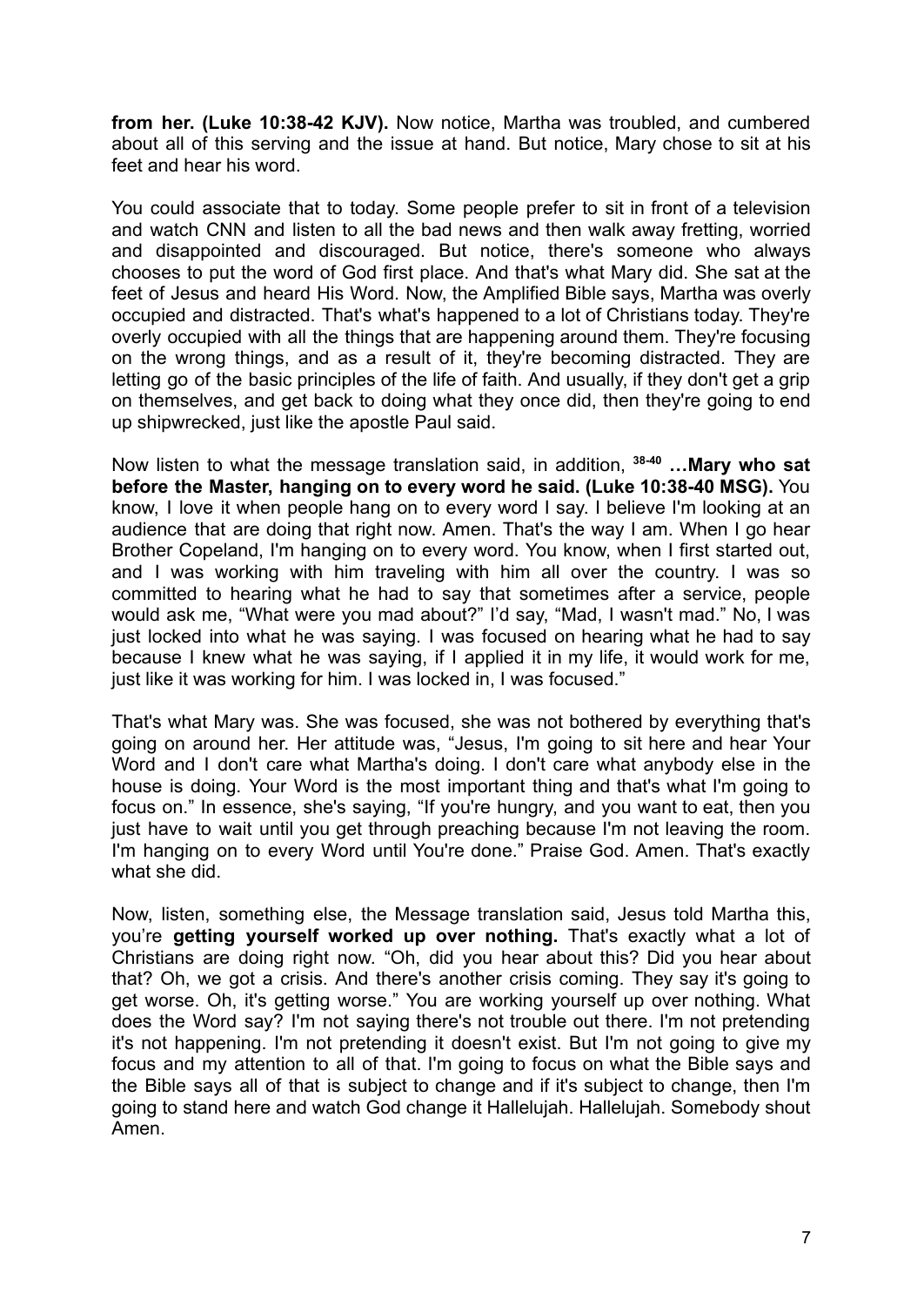**from her. (Luke 10:38-42 KJV).** Now notice, Martha was troubled, and cumbered about all of this serving and the issue at hand. But notice, Mary chose to sit at his feet and hear his word.

You could associate that to today. Some people prefer to sit in front of a television and watch CNN and listen to all the bad news and then walk away fretting, worried and disappointed and discouraged. But notice, there's someone who always chooses to put the word of God first place. And that's what Mary did. She sat at the feet of Jesus and heard His Word. Now, the Amplified Bible says, Martha was overly occupied and distracted. That's what's happened to a lot of Christians today. They're overly occupied with all the things that are happening around them. They're focusing on the wrong things, and as a result of it, they're becoming distracted. They are letting go of the basic principles of the life of faith. And usually, if they don't get a grip on themselves, and get back to doing what they once did, then they're going to end up shipwrecked, just like the apostle Paul said.

Now listen to what the message translation said, in addition, **38-40 …Mary who sat before the Master, hanging on to every word he said. (Luke 10:38-40 MSG).** You know, I love it when people hang on to every word I say. I believe I'm looking at an audience that are doing that right now. Amen. That's the way I am. When I go hear Brother Copeland, I'm hanging on to every word. You know, when I first started out, and I was working with him traveling with him all over the country. I was so committed to hearing what he had to say that sometimes after a service, people would ask me, "What were you mad about?" I'd say, "Mad, I wasn't mad." No, I was just locked into what he was saying. I was focused on hearing what he had to say because I knew what he was saying, if I applied it in my life, it would work for me, just like it was working for him. I was locked in, I was focused."

That's what Mary was. She was focused, she was not bothered by everything that's going on around her. Her attitude was, "Jesus, I'm going to sit here and hear Your Word and I don't care what Martha's doing. I don't care what anybody else in the house is doing. Your Word is the most important thing and that's what I'm going to focus on." In essence, she's saying, "If you're hungry, and you want to eat, then you just have to wait until you get through preaching because I'm not leaving the room. I'm hanging on to every Word until You're done." Praise God. Amen. That's exactly what she did.

Now, listen, something else, the Message translation said, Jesus told Martha this, you're **getting yourself worked up over nothing.** That's exactly what a lot of Christians are doing right now. "Oh, did you hear about this? Did you hear about that? Oh, we got a crisis. And there's another crisis coming. They say it's going to get worse. Oh, it's getting worse." You are working yourself up over nothing. What does the Word say? I'm not saying there's not trouble out there. I'm not pretending it's not happening. I'm not pretending it doesn't exist. But I'm not going to give my focus and my attention to all of that. I'm going to focus on what the Bible says and the Bible says all of that is subject to change and if it's subject to change, then I'm going to stand here and watch God change it Hallelujah. Hallelujah. Somebody shout Amen.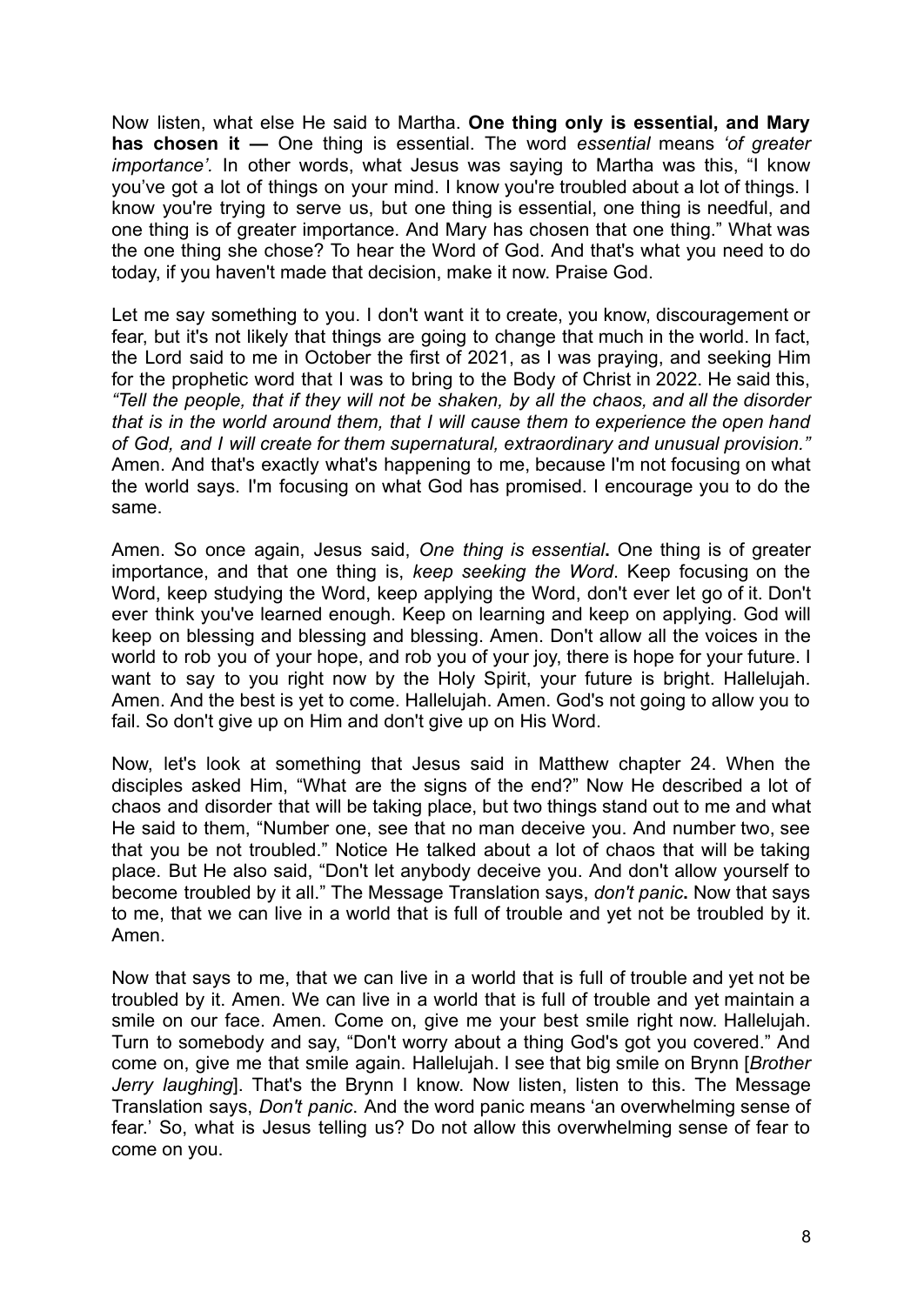Now listen, what else He said to Martha. **One thing only is essential, and Mary has chosen it —** One thing is essential. The word *essential* means *'of greater importance'.* In other words, what Jesus was saying to Martha was this, "I know you've got a lot of things on your mind. I know you're troubled about a lot of things. I know you're trying to serve us, but one thing is essential, one thing is needful, and one thing is of greater importance. And Mary has chosen that one thing." What was the one thing she chose? To hear the Word of God. And that's what you need to do today, if you haven't made that decision, make it now. Praise God.

Let me say something to you. I don't want it to create, you know, discouragement or fear, but it's not likely that things are going to change that much in the world. In fact, the Lord said to me in October the first of 2021, as I was praying, and seeking Him for the prophetic word that I was to bring to the Body of Christ in 2022. He said this, *"Tell the people, that if they will not be shaken, by all the chaos, and all the disorder that is in the world around them, that I will cause them to experience the open hand of God, and I will create for them supernatural, extraordinary and unusual provision."* Amen. And that's exactly what's happening to me, because I'm not focusing on what the world says. I'm focusing on what God has promised. I encourage you to do the same.

Amen. So once again, Jesus said, *One thing is essential***.** One thing is of greater importance, and that one thing is, *keep seeking the Word*. Keep focusing on the Word, keep studying the Word, keep applying the Word, don't ever let go of it. Don't ever think you've learned enough. Keep on learning and keep on applying. God will keep on blessing and blessing and blessing. Amen. Don't allow all the voices in the world to rob you of your hope, and rob you of your joy, there is hope for your future. I want to say to you right now by the Holy Spirit, your future is bright. Hallelujah. Amen. And the best is yet to come. Hallelujah. Amen. God's not going to allow you to fail. So don't give up on Him and don't give up on His Word.

Now, let's look at something that Jesus said in Matthew chapter 24. When the disciples asked Him, "What are the signs of the end?" Now He described a lot of chaos and disorder that will be taking place, but two things stand out to me and what He said to them, "Number one, see that no man deceive you. And number two, see that you be not troubled." Notice He talked about a lot of chaos that will be taking place. But He also said, "Don't let anybody deceive you. And don't allow yourself to become troubled by it all." The Message Translation says, *don't panic***.** Now that says to me, that we can live in a world that is full of trouble and yet not be troubled by it. Amen.

Now that says to me, that we can live in a world that is full of trouble and yet not be troubled by it. Amen. We can live in a world that is full of trouble and yet maintain a smile on our face. Amen. Come on, give me your best smile right now. Hallelujah. Turn to somebody and say, "Don't worry about a thing God's got you covered." And come on, give me that smile again. Hallelujah. I see that big smile on Brynn [*Brother Jerry laughing*]. That's the Brynn I know. Now listen, listen to this. The Message Translation says, *Don't panic*. And the word panic means 'an overwhelming sense of fear.' So, what is Jesus telling us? Do not allow this overwhelming sense of fear to come on you.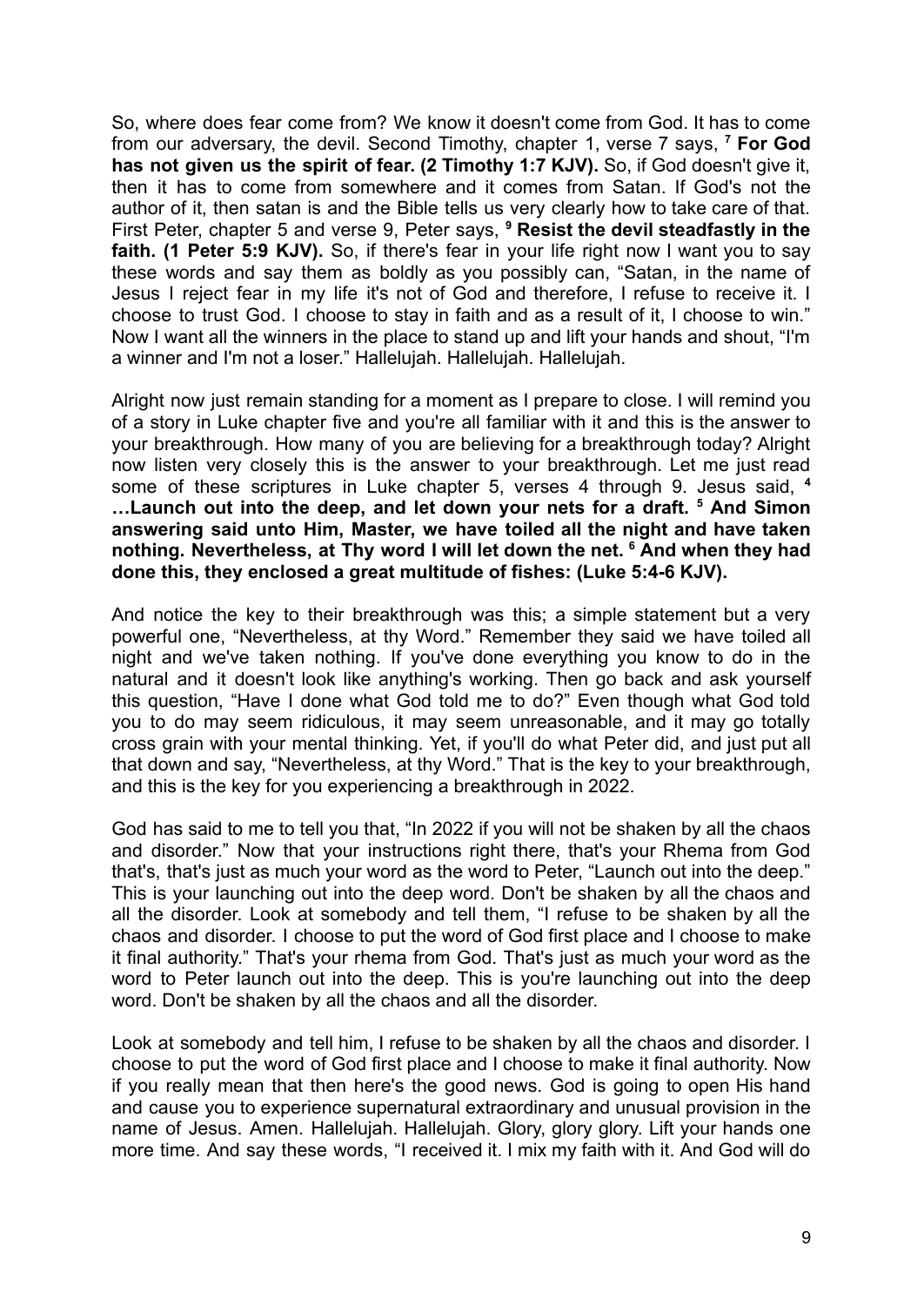So, where does fear come from? We know it doesn't come from God. It has to come from our adversary, the devil. Second Timothy, chapter 1, verse 7 says, [7] **For God has not given us the spirit of fear. (2 Timothy 1:7 KJV).** So, if God doesn't give it, then it has to come from somewhere and it comes from Satan. If God's not the author of it, then satan is and the Bible tells us very clearly how to take care of that. First Peter, chapter 5 and verse 9, Peter says, [9] **Resist the devil steadfastly in the faith. (1 Peter 5:9 KJV).** So, if there's fear in your life right now I want you to say these words and say them as boldly as you possibly can, "Satan, in the name of Jesus I reject fear in my life it's not of God and therefore, I refuse to receive it. I choose to trust God. I choose to stay in faith and as a result of it, I choose to win." Now I want all the winners in the place to stand up and lift your hands and shout, "I'm a winner and I'm not a loser." Hallelujah. Hallelujah. Hallelujah.

Alright now just remain standing for a moment as I prepare to close. I will remind you of a story in Luke chapter five and you're all familiar with it and this is the answer to your breakthrough. How many of you are believing for a breakthrough today? Alright now listen very closely this is the answer to your breakthrough. Let me just read some of these scriptures in Luke chapter 5, verses 4 through 9. Jesus said, [4] **…Launch out into the deep, and let down your nets for a draft. [5] And Simon answering said unto Him, Master, we have toiled all the night and have taken nothing. Nevertheless, at Thy word I will let down the net. [6] And when they had done this, they enclosed a great multitude of fishes: (Luke 5:4-6 KJV).**

And notice the key to their breakthrough was this; a simple statement but a very powerful one, "Nevertheless, at thy Word." Remember they said we have toiled all night and we've taken nothing. If you've done everything you know to do in the natural and it doesn't look like anything's working. Then go back and ask yourself this question, "Have I done what God told me to do?" Even though what God told you to do may seem ridiculous, it may seem unreasonable, and it may go totally cross grain with your mental thinking. Yet, if you'll do what Peter did, and just put all that down and say, "Nevertheless, at thy Word." That is the key to your breakthrough, and this is the key for you experiencing a breakthrough in 2022.

God has said to me to tell you that, "In 2022 if you will not be shaken by all the chaos and disorder." Now that your instructions right there, that's your Rhema from God that's, that's just as much your word as the word to Peter, "Launch out into the deep." This is your launching out into the deep word. Don't be shaken by all the chaos and all the disorder. Look at somebody and tell them, "I refuse to be shaken by all the chaos and disorder. I choose to put the word of God first place and I choose to make it final authority." That's your rhema from God. That's just as much your word as the word to Peter launch out into the deep. This is you're launching out into the deep word. Don't be shaken by all the chaos and all the disorder.

Look at somebody and tell him, I refuse to be shaken by all the chaos and disorder. I choose to put the word of God first place and I choose to make it final authority. Now if you really mean that then here's the good news. God is going to open His hand and cause you to experience supernatural extraordinary and unusual provision in the name of Jesus. Amen. Hallelujah. Hallelujah. Glory, glory glory. Lift your hands one more time. And say these words, "I received it. I mix my faith with it. And God will do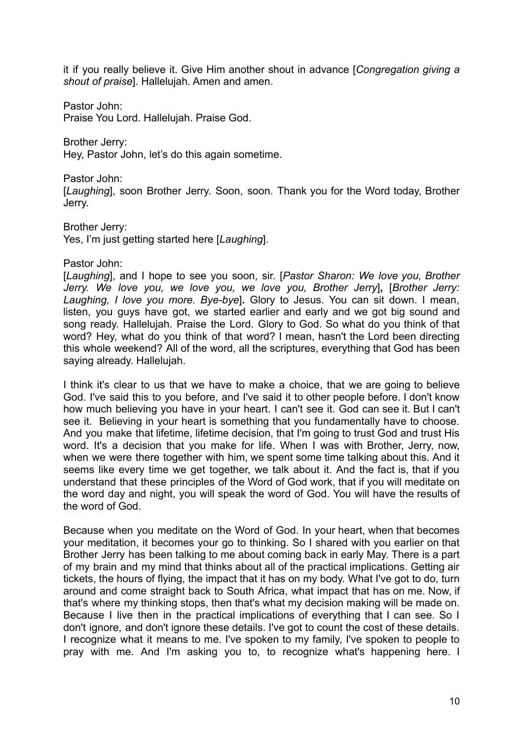it if you really believe it. Give Him another shout in advance [*Congregation giving a shout of praise*]. Hallelujah. Amen and amen.

Pastor John:
Praise You Lord. Hallelujah. Praise God.

Brother Jerry:
Hey, Pastor John, let's do this again sometime.

Pastor John:
[*Laughing*], soon Brother Jerry. Soon, soon. Thank you for the Word today, Brother Jerry.

Brother Jerry:
Yes, I'm just getting started here [*Laughing*].

Pastor John:
[*Laughing*], and I hope to see you soon, sir. [*Pastor Sharon: We love you, Brother Jerry. We love you, we love you, we love you, Brother Jerry*]**,** [*Brother Jerry: Laughing, I love you more. Bye-bye*]**.** Glory to Jesus. You can sit down. I mean, listen, you guys have got, we started earlier and early and we got big sound and song ready. Hallelujah. Praise the Lord. Glory to God. So what do you think of that word? Hey, what do you think of that word? I mean, hasn't the Lord been directing this whole weekend? All of the word, all the scriptures, everything that God has been saying already. Hallelujah.

I think it's clear to us that we have to make a choice, that we are going to believe God. I've said this to you before, and I've said it to other people before. I don't know how much believing you have in your heart. I can't see it. God can see it. But I can't see it. Believing in your heart is something that you fundamentally have to choose. And you make that lifetime, lifetime decision, that I'm going to trust God and trust His word. It's a decision that you make for life. When I was with Brother, Jerry, now, when we were there together with him, we spent some time talking about this. And it seems like every time we get together, we talk about it. And the fact is, that if you understand that these principles of the Word of God work, that if you will meditate on the word day and night, you will speak the word of God. You will have the results of the word of God.

Because when you meditate on the Word of God. In your heart, when that becomes your meditation, it becomes your go to thinking. So I shared with you earlier on that Brother Jerry has been talking to me about coming back in early May. There is a part of my brain and my mind that thinks about all of the practical implications. Getting air tickets, the hours of flying, the impact that it has on my body. What I've got to do, turn around and come straight back to South Africa, what impact that has on me. Now, if that's where my thinking stops, then that's what my decision making will be made on. Because I live then in the practical implications of everything that I can see. So I don't ignore, and don't ignore these details. I've got to count the cost of these details. I recognize what it means to me. I've spoken to my family, I've spoken to people to pray with me. And I'm asking you to, to recognize what's happening here. I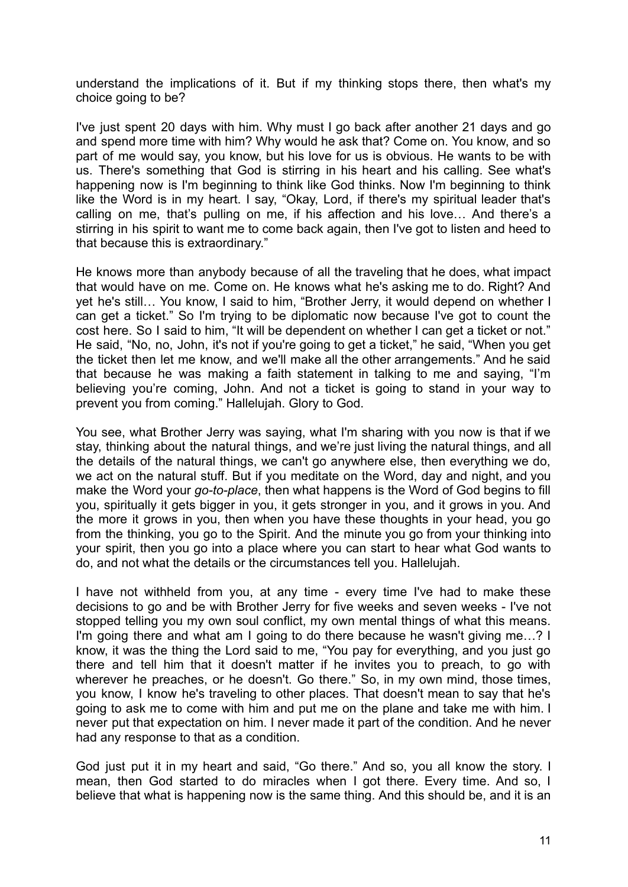understand the implications of it. But if my thinking stops there, then what's my choice going to be?

I've just spent 20 days with him. Why must I go back after another 21 days and go and spend more time with him? Why would he ask that? Come on. You know, and so part of me would say, you know, but his love for us is obvious. He wants to be with us. There's something that God is stirring in his heart and his calling. See what's happening now is I'm beginning to think like God thinks. Now I'm beginning to think like the Word is in my heart. I say, "Okay, Lord, if there's my spiritual leader that's calling on me, that's pulling on me, if his affection and his love… And there's a stirring in his spirit to want me to come back again, then I've got to listen and heed to that because this is extraordinary."

He knows more than anybody because of all the traveling that he does, what impact that would have on me. Come on. He knows what he's asking me to do. Right? And yet he's still… You know, I said to him, "Brother Jerry, it would depend on whether I can get a ticket." So I'm trying to be diplomatic now because I've got to count the cost here. So I said to him, "It will be dependent on whether I can get a ticket or not." He said, "No, no, John, it's not if you're going to get a ticket," he said, "When you get the ticket then let me know, and we'll make all the other arrangements." And he said that because he was making a faith statement in talking to me and saying, "I'm believing you're coming, John. And not a ticket is going to stand in your way to prevent you from coming." Hallelujah. Glory to God.

You see, what Brother Jerry was saying, what I'm sharing with you now is that if we stay, thinking about the natural things, and we're just living the natural things, and all the details of the natural things, we can't go anywhere else, then everything we do, we act on the natural stuff. But if you meditate on the Word, day and night, and you make the Word your *go-to-place*, then what happens is the Word of God begins to fill you, spiritually it gets bigger in you, it gets stronger in you, and it grows in you. And the more it grows in you, then when you have these thoughts in your head, you go from the thinking, you go to the Spirit. And the minute you go from your thinking into your spirit, then you go into a place where you can start to hear what God wants to do, and not what the details or the circumstances tell you. Hallelujah.

I have not withheld from you, at any time - every time I've had to make these decisions to go and be with Brother Jerry for five weeks and seven weeks - I've not stopped telling you my own soul conflict, my own mental things of what this means. I'm going there and what am I going to do there because he wasn't giving me…? I know, it was the thing the Lord said to me, "You pay for everything, and you just go there and tell him that it doesn't matter if he invites you to preach, to go with wherever he preaches, or he doesn't. Go there." So, in my own mind, those times, you know, I know he's traveling to other places. That doesn't mean to say that he's going to ask me to come with him and put me on the plane and take me with him. I never put that expectation on him. I never made it part of the condition. And he never had any response to that as a condition.

God just put it in my heart and said, "Go there." And so, you all know the story. I mean, then God started to do miracles when I got there. Every time. And so, I believe that what is happening now is the same thing. And this should be, and it is an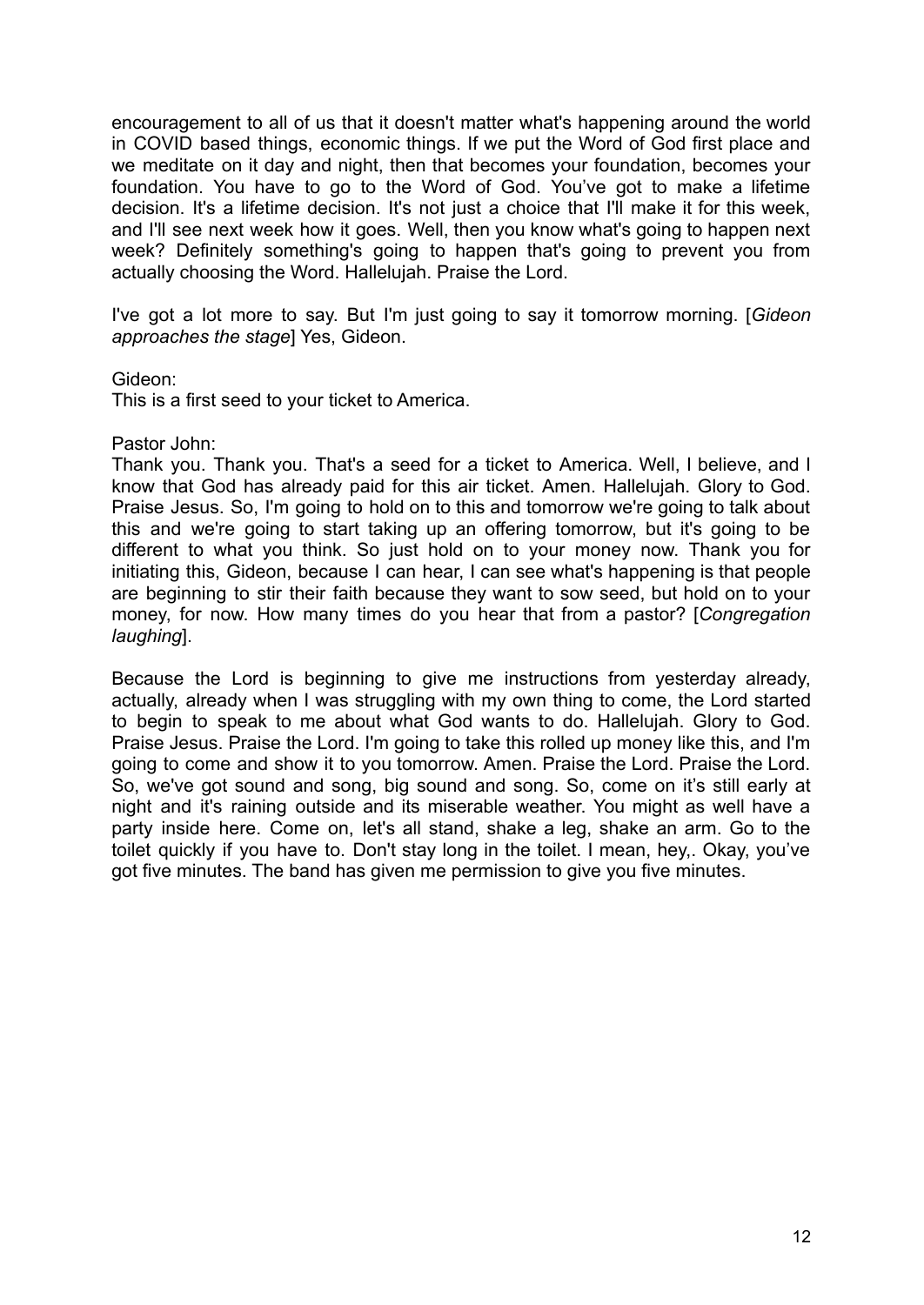encouragement to all of us that it doesn't matter what's happening around the world in COVID based things, economic things. If we put the Word of God first place and we meditate on it day and night, then that becomes your foundation, becomes your foundation. You have to go to the Word of God. You've got to make a lifetime decision. It's a lifetime decision. It's not just a choice that I'll make it for this week, and I'll see next week how it goes. Well, then you know what's going to happen next week? Definitely something's going to happen that's going to prevent you from actually choosing the Word. Hallelujah. Praise the Lord.

I've got a lot more to say. But I'm just going to say it tomorrow morning. [*Gideon approaches the stage*] Yes, Gideon.

Gideon:
This is a first seed to your ticket to America.

Pastor John:
Thank you. Thank you. That's a seed for a ticket to America. Well, I believe, and I know that God has already paid for this air ticket. Amen. Hallelujah. Glory to God. Praise Jesus. So, I'm going to hold on to this and tomorrow we're going to talk about this and we're going to start taking up an offering tomorrow, but it's going to be different to what you think. So just hold on to your money now. Thank you for initiating this, Gideon, because I can hear, I can see what's happening is that people are beginning to stir their faith because they want to sow seed, but hold on to your money, for now. How many times do you hear that from a pastor? [*Congregation laughing*].

Because the Lord is beginning to give me instructions from yesterday already, actually, already when I was struggling with my own thing to come, the Lord started to begin to speak to me about what God wants to do. Hallelujah. Glory to God. Praise Jesus. Praise the Lord. I'm going to take this rolled up money like this, and I'm going to come and show it to you tomorrow. Amen. Praise the Lord. Praise the Lord. So, we've got sound and song, big sound and song. So, come on it's still early at night and it's raining outside and its miserable weather. You might as well have a party inside here. Come on, let's all stand, shake a leg, shake an arm. Go to the toilet quickly if you have to. Don't stay long in the toilet. I mean, hey,. Okay, you've got five minutes. The band has given me permission to give you five minutes.